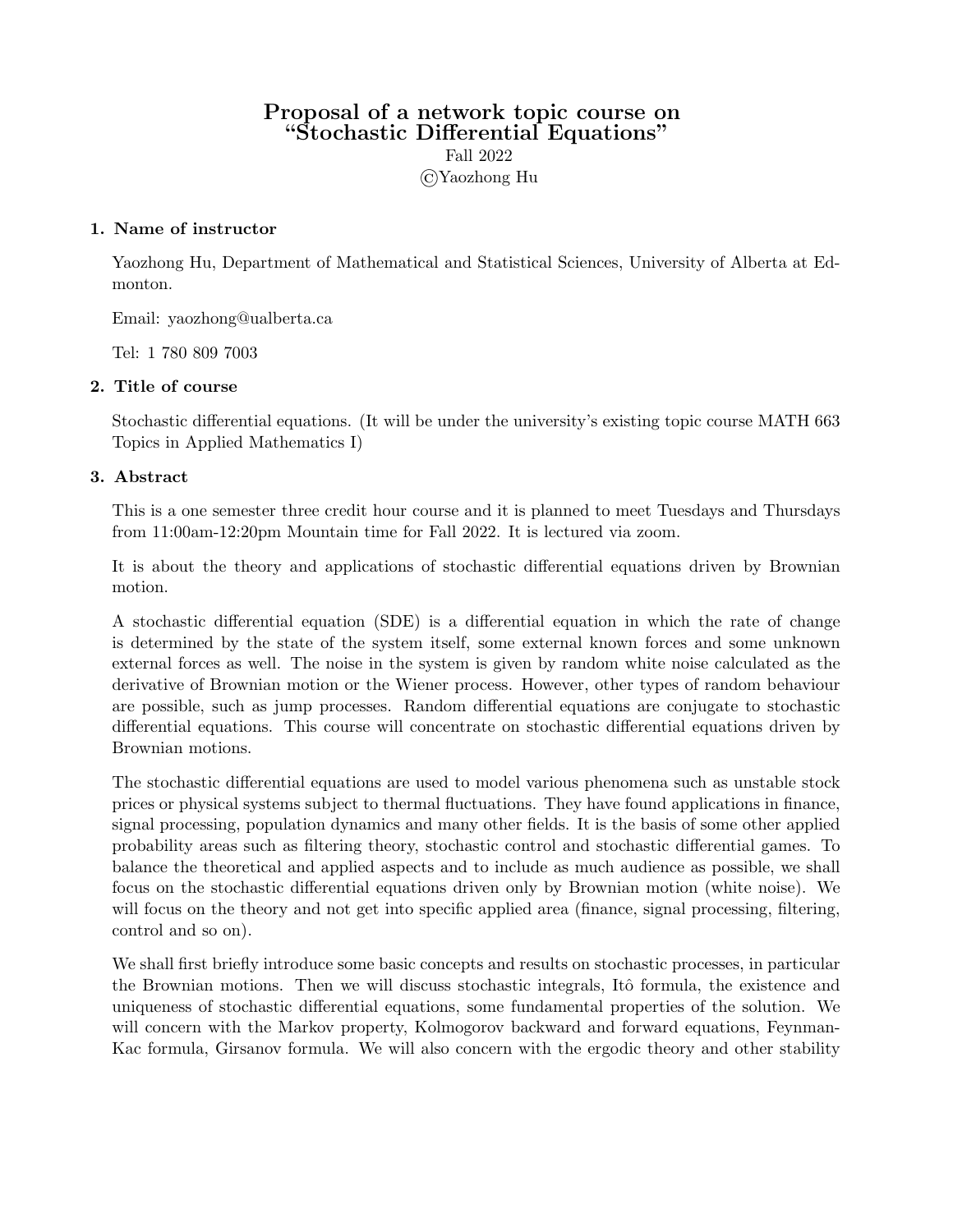# Proposal of a network topic course on "Stochastic Differential Equations"

Fall 2022

©Yaozhong Hu

## 1. Name of instructor

Yaozhong Hu, Department of Mathematical and Statistical Sciences, University of Alberta at Edmonton.

Email: yaozhong@ualberta.ca

Tel: 1 780 809 7003

## 2. Title of course

Stochastic differential equations. (It will be under the university's existing topic course MATH 663 Topics in Applied Mathematics I)

## 3. Abstract

This is a one semester three credit hour course and it is planned to meet Tuesdays and Thursdays from 11:00am-12:20pm Mountain time for Fall 2022. It is lectured via zoom.

It is about the theory and applications of stochastic differential equations driven by Brownian motion.

A stochastic differential equation (SDE) is a differential equation in which the rate of change is determined by the state of the system itself, some external known forces and some unknown external forces as well. The noise in the system is given by random white noise calculated as the derivative of Brownian motion or the Wiener process. However, other types of random behaviour are possible, such as jump processes. Random differential equations are conjugate to stochastic differential equations. This course will concentrate on stochastic differential equations driven by Brownian motions.

The stochastic differential equations are used to model various phenomena such as unstable stock prices or physical systems subject to thermal fluctuations. They have found applications in finance, signal processing, population dynamics and many other fields. It is the basis of some other applied probability areas such as filtering theory, stochastic control and stochastic differential games. To balance the theoretical and applied aspects and to include as much audience as possible, we shall focus on the stochastic differential equations driven only by Brownian motion (white noise). We will focus on the theory and not get into specific applied area (finance, signal processing, filtering, control and so on).

We shall first briefly introduce some basic concepts and results on stochastic processes, in particular the Brownian motions. Then we will discuss stochastic integrals, Itô formula, the existence and uniqueness of stochastic differential equations, some fundamental properties of the solution. We will concern with the Markov property, Kolmogorov backward and forward equations, Feynman-Kac formula, Girsanov formula. We will also concern with the ergodic theory and other stability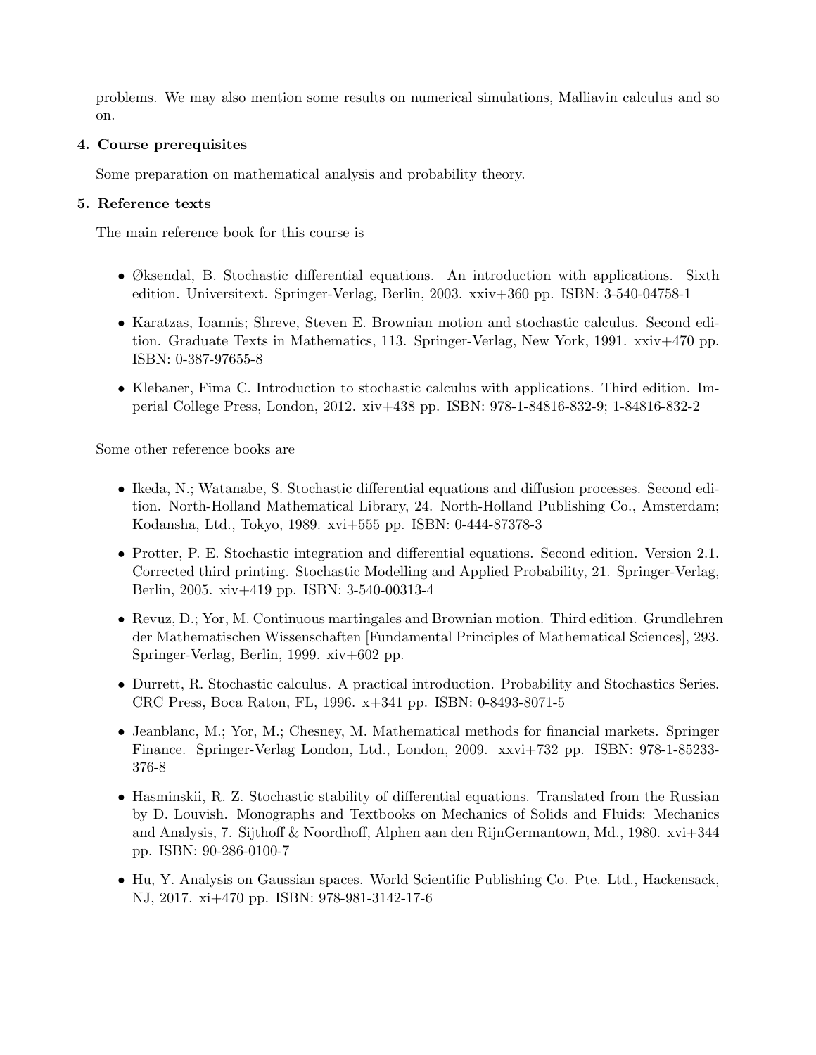problems. We may also mention some results on numerical simulations, Malliavin calculus and so on.

**4. Course prerequisites**

Some preparation on mathematical analysis and probability theory.

**5. Reference texts**

The main reference book for this course is

- Øksendal, B. Stochastic differential equations. An introduction with applications. Sixth edition. Universitext. Springer-Verlag, Berlin, 2003. xxiv+360 pp. ISBN: 3-540-04758-1
- Karatzas, Ioannis; Shreve, Steven E. Brownian motion and stochastic calculus. Second edition. Graduate Texts in Mathematics, 113. Springer-Verlag, New York, 1991. xxiv+470 pp. ISBN: 0-387-97655-8
- Klebaner, Fima C. Introduction to stochastic calculus with applications. Third edition. Imperial College Press, London, 2012. xiv+438 pp. ISBN: 978-1-84816-832-9; 1-84816-832-2

Some other reference books are

- Ikeda, N.; Watanabe, S. Stochastic differential equations and diffusion processes. Second edition. North-Holland Mathematical Library, 24. North-Holland Publishing Co., Amsterdam; Kodansha, Ltd., Tokyo, 1989. xvi+555 pp. ISBN: 0-444-87378-3
- Protter, P. E. Stochastic integration and differential equations. Second edition. Version 2.1. Corrected third printing. Stochastic Modelling and Applied Probability, 21. Springer-Verlag, Berlin, 2005. xiv+419 pp. ISBN: 3-540-00313-4
- Revuz, D.; Yor, M. Continuous martingales and Brownian motion. Third edition. Grundlehren der Mathematischen Wissenschaften [Fundamental Principles of Mathematical Sciences], 293. Springer-Verlag, Berlin, 1999. xiv+602 pp.
- Durrett, R. Stochastic calculus. A practical introduction. Probability and Stochastics Series. CRC Press, Boca Raton, FL, 1996. x+341 pp. ISBN: 0-8493-8071-5
- Jeanblanc, M.; Yor, M.; Chesney, M. Mathematical methods for financial markets. Springer Finance. Springer-Verlag London, Ltd., London, 2009. xxvi+732 pp. ISBN: 978-1-85233-376-8
- Hasminskii, R. Z. Stochastic stability of differential equations. Translated from the Russian by D. Louvish. Monographs and Textbooks on Mechanics of Solids and Fluids: Mechanics and Analysis, 7. Sijthoff & Noordhoff, Alphen aan den RijnGermantown, Md., 1980. xvi+344 pp. ISBN: 90-286-0100-7
- Hu, Y. Analysis on Gaussian spaces. World Scientific Publishing Co. Pte. Ltd., Hackensack, NJ, 2017. xi+470 pp. ISBN: 978-981-3142-17-6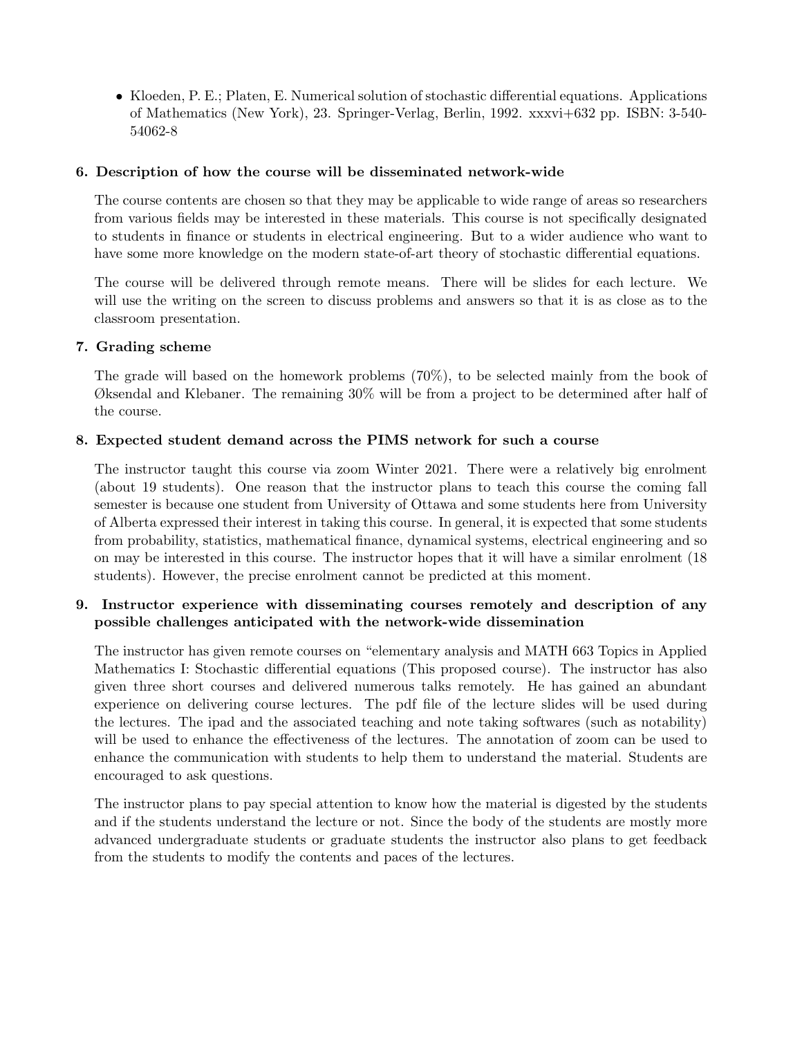- Kloeden, P. E.; Platen, E. Numerical solution of stochastic differential equations. Applications of Mathematics (New York), 23. Springer-Verlag, Berlin, 1992. xxxvi+632 pp. ISBN: 3-540-54062-8

**6. Description of how the course will be disseminated network-wide**

The course contents are chosen so that they may be applicable to wide range of areas so researchers from various fields may be interested in these materials. This course is not specifically designated to students in finance or students in electrical engineering. But to a wider audience who want to have some more knowledge on the modern state-of-art theory of stochastic differential equations.

The course will be delivered through remote means. There will be slides for each lecture. We will use the writing on the screen to discuss problems and answers so that it is as close as to the classroom presentation.

**7. Grading scheme**

The grade will based on the homework problems (70%), to be selected mainly from the book of Øksendal and Klebaner. The remaining 30% will be from a project to be determined after half of the course.

**8. Expected student demand across the PIMS network for such a course**

The instructor taught this course via zoom Winter 2021. There were a relatively big enrolment (about 19 students). One reason that the instructor plans to teach this course the coming fall semester is because one student from University of Ottawa and some students here from University of Alberta expressed their interest in taking this course. In general, it is expected that some students from probability, statistics, mathematical finance, dynamical systems, electrical engineering and so on may be interested in this course. The instructor hopes that it will have a similar enrolment (18 students). However, the precise enrolment cannot be predicted at this moment.

**9. Instructor experience with disseminating courses remotely and description of any possible challenges anticipated with the network-wide dissemination**

The instructor has given remote courses on "elementary analysis and MATH 663 Topics in Applied Mathematics I: Stochastic differential equations (This proposed course). The instructor has also given three short courses and delivered numerous talks remotely. He has gained an abundant experience on delivering course lectures. The pdf file of the lecture slides will be used during the lectures. The ipad and the associated teaching and note taking softwares (such as notability) will be used to enhance the effectiveness of the lectures. The annotation of zoom can be used to enhance the communication with students to help them to understand the material. Students are encouraged to ask questions.

The instructor plans to pay special attention to know how the material is digested by the students and if the students understand the lecture or not. Since the body of the students are mostly more advanced undergraduate students or graduate students the instructor also plans to get feedback from the students to modify the contents and paces of the lectures.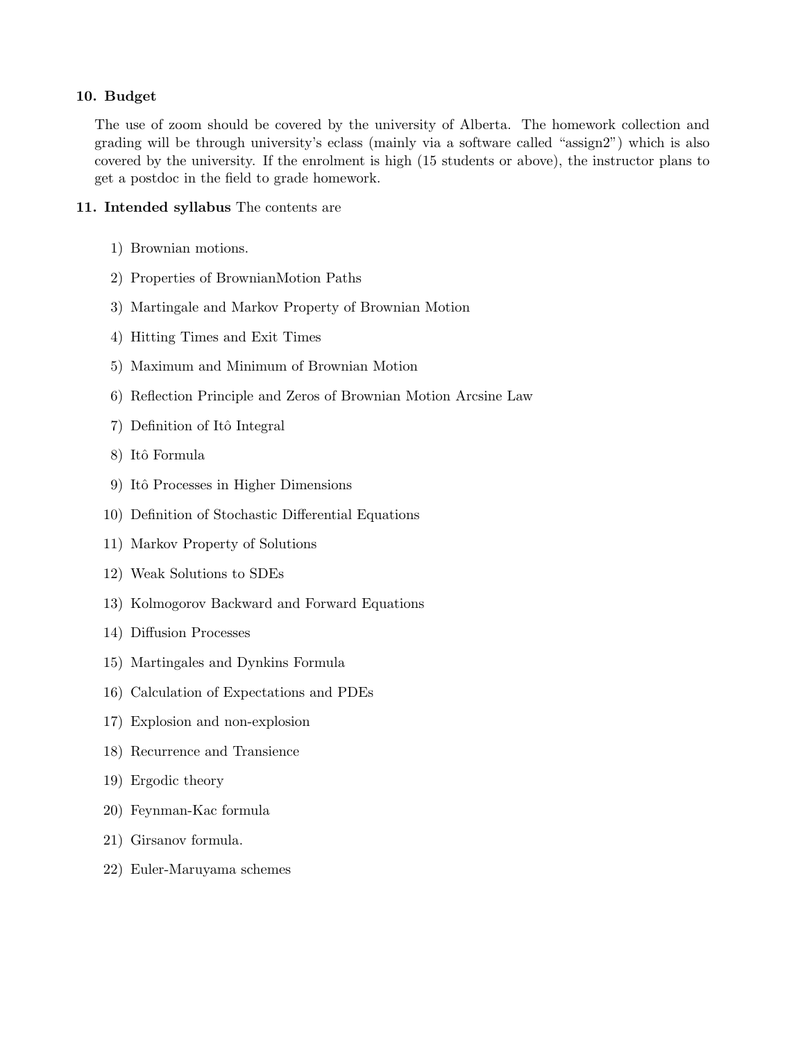**10. Budget**

The use of zoom should be covered by the university of Alberta. The homework collection and grading will be through university's eclass (mainly via a software called "assign2") which is also covered by the university. If the enrolment is high (15 students or above), the instructor plans to get a postdoc in the field to grade homework.

**11. Intended syllabus** The contents are

1) Brownian motions.
2) Properties of BrownianMotion Paths
3) Martingale and Markov Property of Brownian Motion
4) Hitting Times and Exit Times
5) Maximum and Minimum of Brownian Motion
6) Reflection Principle and Zeros of Brownian Motion Arcsine Law
7) Definition of Itô Integral
8) Itô Formula
9) Itô Processes in Higher Dimensions
10) Definition of Stochastic Differential Equations
11) Markov Property of Solutions
12) Weak Solutions to SDEs
13) Kolmogorov Backward and Forward Equations
14) Diffusion Processes
15) Martingales and Dynkins Formula
16) Calculation of Expectations and PDEs
17) Explosion and non-explosion
18) Recurrence and Transience
19) Ergodic theory
20) Feynman-Kac formula
21) Girsanov formula.
22) Euler-Maruyama schemes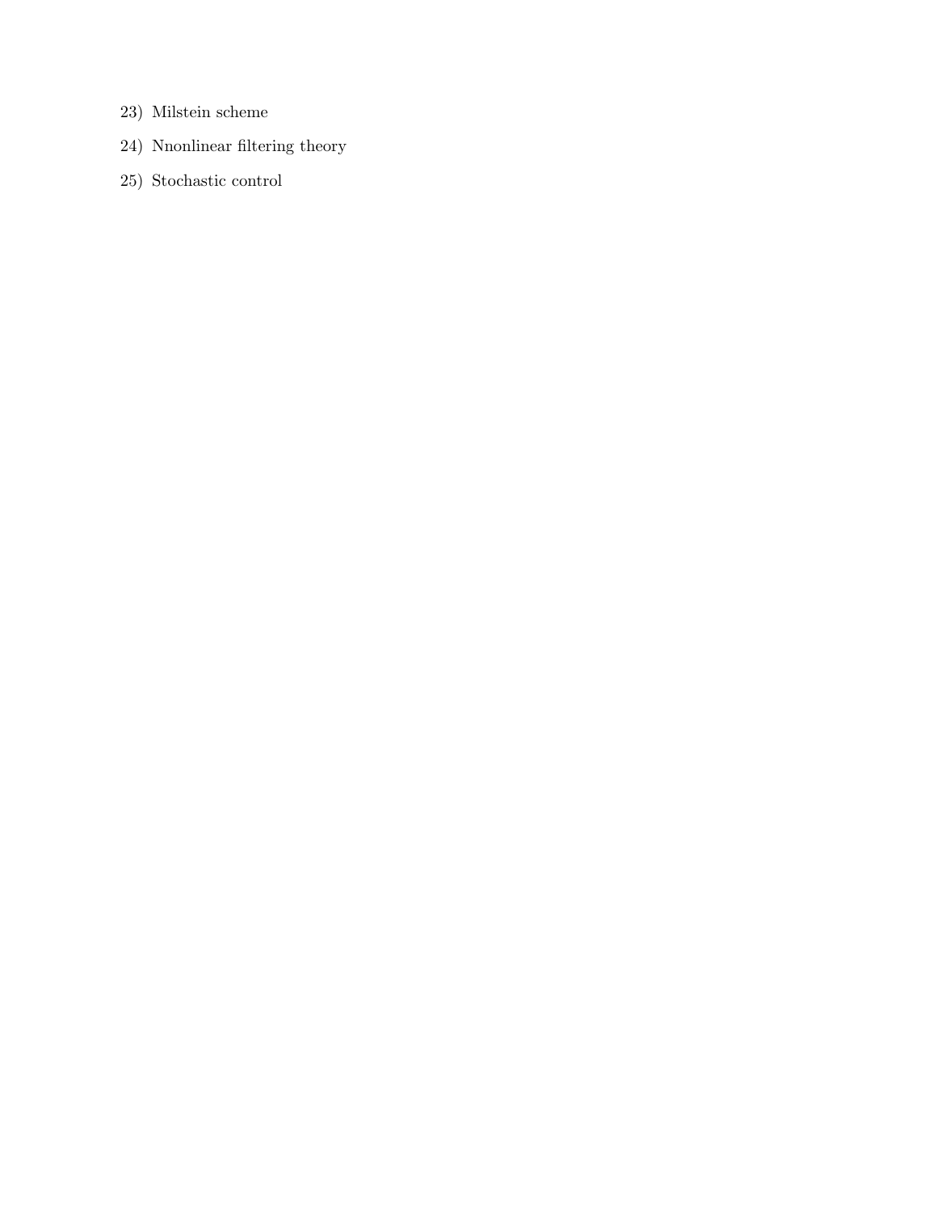23) Milstein scheme

24) Nnonlinear filtering theory

25) Stochastic control